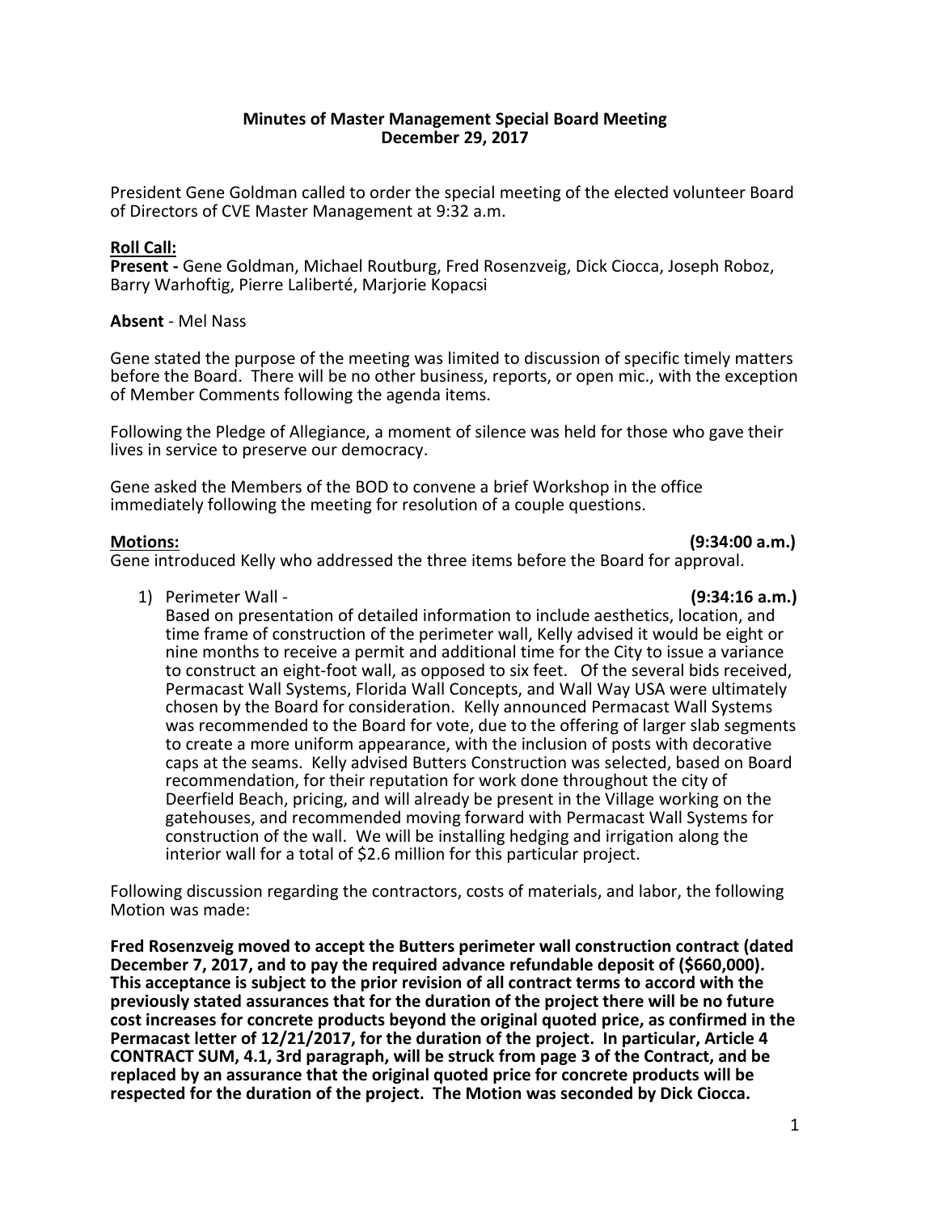**Minutes of Master Management Special Board Meeting**
**December 29, 2017**

President Gene Goldman called to order the special meeting of the elected volunteer Board of Directors of CVE Master Management at 9:32 a.m.

**Roll Call:**
**Present -** Gene Goldman, Michael Routburg, Fred Rosenzveig, Dick Ciocca, Joseph Roboz, Barry Warhoftig, Pierre Laliberté, Marjorie Kopacsi

**Absent** - Mel Nass

Gene stated the purpose of the meeting was limited to discussion of specific timely matters before the Board. There will be no other business, reports, or open mic., with the exception of Member Comments following the agenda items.

Following the Pledge of Allegiance, a moment of silence was held for those who gave their lives in service to preserve our democracy.

Gene asked the Members of the BOD to convene a brief Workshop in the office immediately following the meeting for resolution of a couple questions.

**Motions:** **(9:34:00 a.m.)**
Gene introduced Kelly who addressed the three items before the Board for approval.

1) Perimeter Wall - **(9:34:16 a.m.)**
Based on presentation of detailed information to include aesthetics, location, and time frame of construction of the perimeter wall, Kelly advised it would be eight or nine months to receive a permit and additional time for the City to issue a variance to construct an eight-foot wall, as opposed to six feet. Of the several bids received, Permacast Wall Systems, Florida Wall Concepts, and Wall Way USA were ultimately chosen by the Board for consideration. Kelly announced Permacast Wall Systems was recommended to the Board for vote, due to the offering of larger slab segments to create a more uniform appearance, with the inclusion of posts with decorative caps at the seams. Kelly advised Butters Construction was selected, based on Board recommendation, for their reputation for work done throughout the city of Deerfield Beach, pricing, and will already be present in the Village working on the gatehouses, and recommended moving forward with Permacast Wall Systems for construction of the wall. We will be installing hedging and irrigation along the interior wall for a total of $2.6 million for this particular project.

Following discussion regarding the contractors, costs of materials, and labor, the following Motion was made:

**Fred Rosenzveig moved to accept the Butters perimeter wall construction contract (dated December 7, 2017, and to pay the required advance refundable deposit of ($660,000). This acceptance is subject to the prior revision of all contract terms to accord with the previously stated assurances that for the duration of the project there will be no future cost increases for concrete products beyond the original quoted price, as confirmed in the Permacast letter of 12/21/2017, for the duration of the project. In particular, Article 4 CONTRACT SUM, 4.1, 3rd paragraph, will be struck from page 3 of the Contract, and be replaced by an assurance that the original quoted price for concrete products will be respected for the duration of the project. The Motion was seconded by Dick Ciocca.**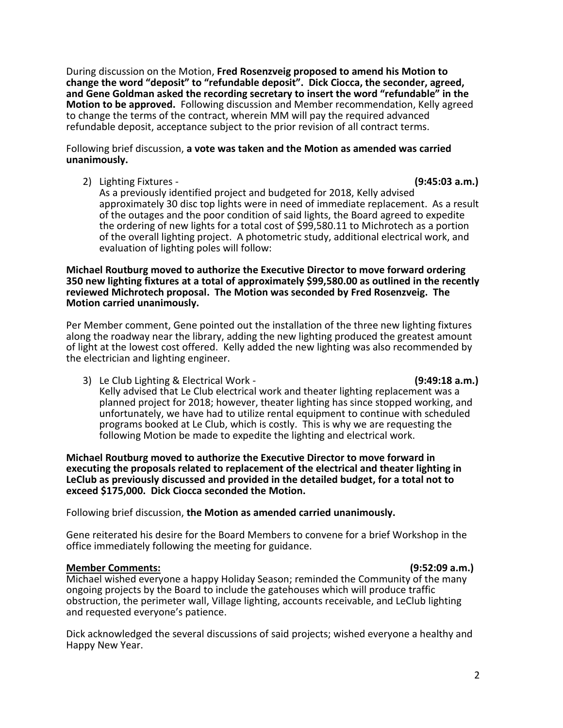During discussion on the Motion, **Fred Rosenzveig proposed to amend his Motion to change the word "deposit" to "refundable deposit". Dick Ciocca, the seconder, agreed, and Gene Goldman asked the recording secretary to insert the word "refundable" in the Motion to be approved.** Following discussion and Member recommendation, Kelly agreed to change the terms of the contract, wherein MM will pay the required advanced refundable deposit, acceptance subject to the prior revision of all contract terms.

Following brief discussion, **a vote was taken and the Motion as amended was carried unanimously.**

2) Lighting Fixtures - **(9:45:03 a.m.)**
As a previously identified project and budgeted for 2018, Kelly advised approximately 30 disc top lights were in need of immediate replacement. As a result of the outages and the poor condition of said lights, the Board agreed to expedite the ordering of new lights for a total cost of $99,580.11 to Michrotech as a portion of the overall lighting project. A photometric study, additional electrical work, and evaluation of lighting poles will follow:

**Michael Routburg moved to authorize the Executive Director to move forward ordering 350 new lighting fixtures at a total of approximately $99,580.00 as outlined in the recently reviewed Michrotech proposal. The Motion was seconded by Fred Rosenzveig. The Motion carried unanimously.**

Per Member comment, Gene pointed out the installation of the three new lighting fixtures along the roadway near the library, adding the new lighting produced the greatest amount of light at the lowest cost offered. Kelly added the new lighting was also recommended by the electrician and lighting engineer.

3) Le Club Lighting & Electrical Work - **(9:49:18 a.m.)**
Kelly advised that Le Club electrical work and theater lighting replacement was a planned project for 2018; however, theater lighting has since stopped working, and unfortunately, we have had to utilize rental equipment to continue with scheduled programs booked at Le Club, which is costly. This is why we are requesting the following Motion be made to expedite the lighting and electrical work.

**Michael Routburg moved to authorize the Executive Director to move forward in executing the proposals related to replacement of the electrical and theater lighting in LeClub as previously discussed and provided in the detailed budget, for a total not to exceed $175,000. Dick Ciocca seconded the Motion.**

Following brief discussion, **the Motion as amended carried unanimously.**

Gene reiterated his desire for the Board Members to convene for a brief Workshop in the office immediately following the meeting for guidance.

**Member Comments:** **(9:52:09 a.m.)**
Michael wished everyone a happy Holiday Season; reminded the Community of the many ongoing projects by the Board to include the gatehouses which will produce traffic obstruction, the perimeter wall, Village lighting, accounts receivable, and LeClub lighting and requested everyone's patience.

Dick acknowledged the several discussions of said projects; wished everyone a healthy and Happy New Year.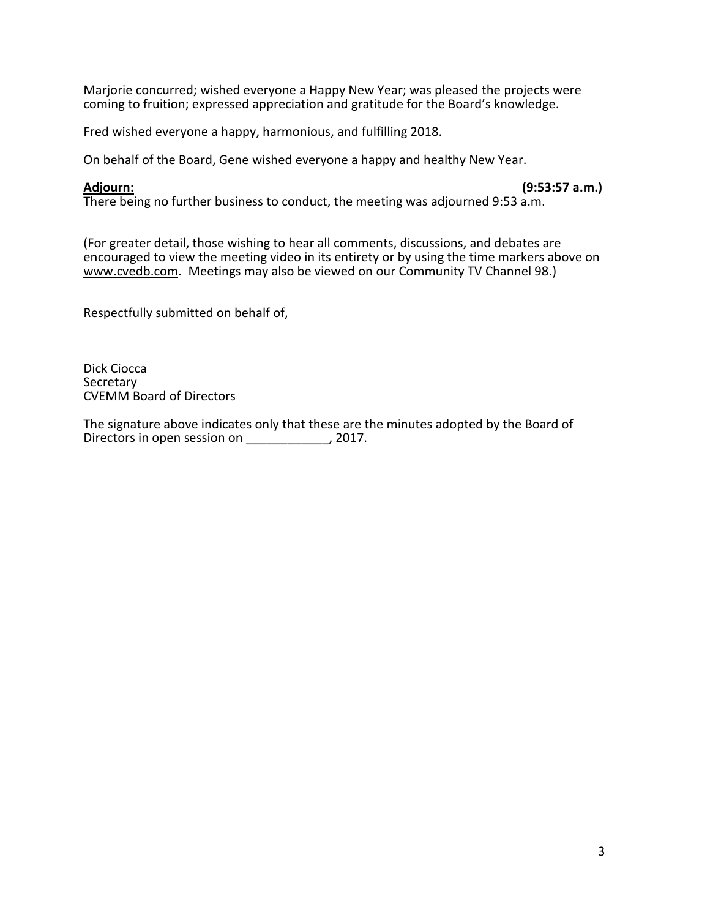Marjorie concurred; wished everyone a Happy New Year; was pleased the projects were coming to fruition; expressed appreciation and gratitude for the Board's knowledge.

Fred wished everyone a happy, harmonious, and fulfilling 2018.

On behalf of the Board, Gene wished everyone a happy and healthy New Year.

**Adjourn:** **(9:53:57 a.m.)**

There being no further business to conduct, the meeting was adjourned 9:53 a.m.

(For greater detail, those wishing to hear all comments, discussions, and debates are encouraged to view the meeting video in its entirety or by using the time markers above on www.cvedb.com. Meetings may also be viewed on our Community TV Channel 98.)

Respectfully submitted on behalf of,

Dick Ciocca
Secretary
CVEMM Board of Directors

The signature above indicates only that these are the minutes adopted by the Board of Directors in open session on ____________, 2017.